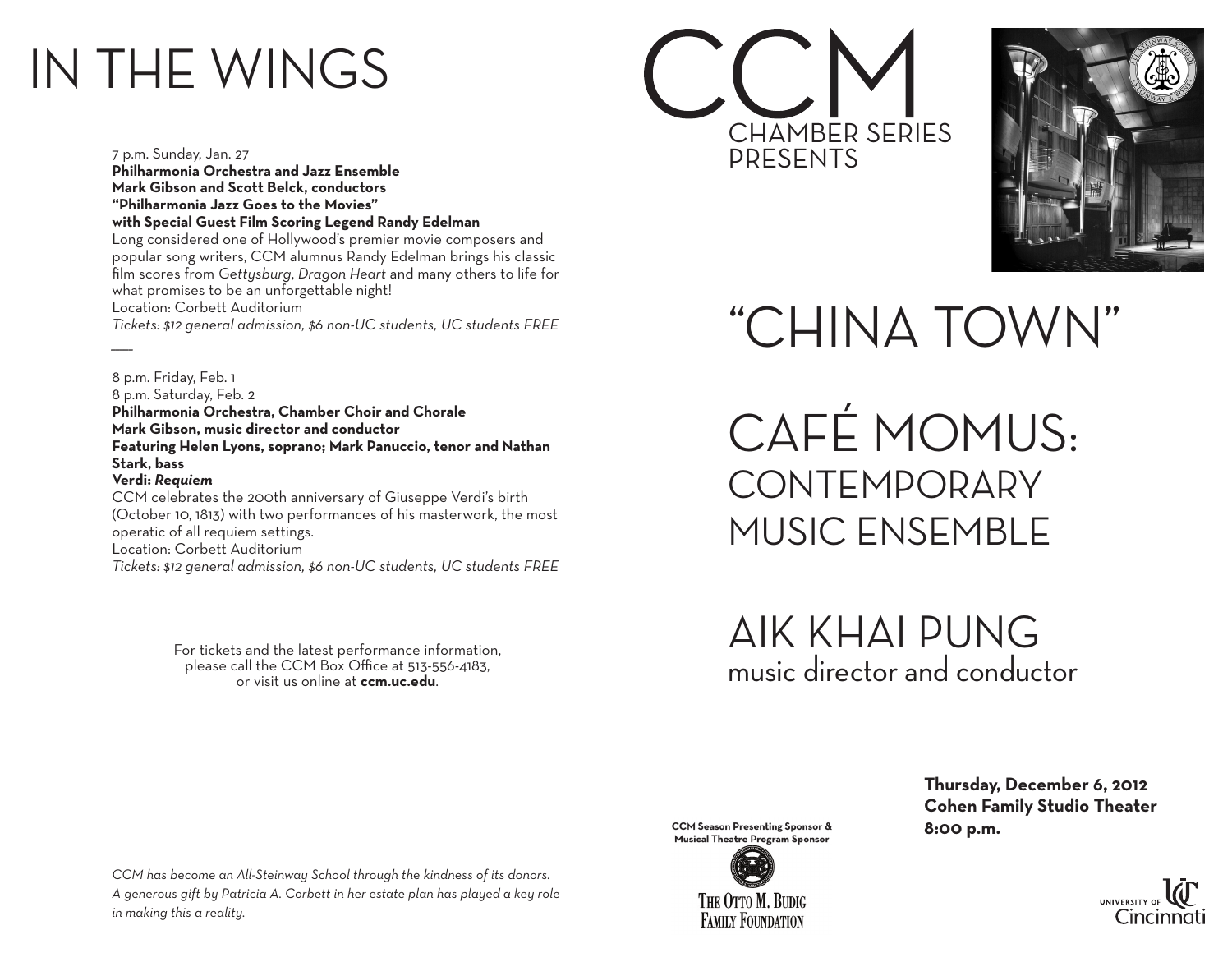# IN THE WINGS

7 p.m. Sunday, Jan. 27
**Philharmonia Orchestra and Jazz Ensemble**
**Mark Gibson and Scott Belck, conductors**
**"Philharmonia Jazz Goes to the Movies"**
**with Special Guest Film Scoring Legend Randy Edelman**
Long considered one of Hollywood's premier movie composers and popular song writers, CCM alumnus Randy Edelman brings his classic film scores from *Gettysburg*, *Dragon Heart* and many others to life for what promises to be an unforgettable night!
Location: Corbett Auditorium
*Tickets: $12 general admission, $6 non-UC students, UC students FREE*

---

8 p.m. Friday, Feb. 1
8 p.m. Saturday, Feb. 2
**Philharmonia Orchestra, Chamber Choir and Chorale**
**Mark Gibson, music director and conductor**
**Featuring Helen Lyons, soprano; Mark Panuccio, tenor and Nathan Stark, bass**
**Verdi: *Requiem***
CCM celebrates the 200th anniversary of Giuseppe Verdi's birth (October 10, 1813) with two performances of his masterwork, the most operatic of all requiem settings.
Location: Corbett Auditorium
*Tickets: $12 general admission, $6 non-UC students, UC students FREE*

For tickets and the latest performance information, please call the CCM Box Office at 513-556-4183, or visit us online at **ccm.uc.edu**.

*CCM has become an All-Steinway School through the kindness of its donors. A generous gift by Patricia A. Corbett in her estate plan has played a key role in making this a reality.*

# CCM
## CHAMBER SERIES PRESENTS

# "CHINA TOWN"

# CAFÉ MOMUS: CONTEMPORARY MUSIC ENSEMBLE

# AIK KHAI PUNG
music director and conductor

**Thursday, December 6, 2012**
**Cohen Family Studio Theater**
**8:00 p.m.**

**CCM Season Presenting Sponsor & Musical Theatre Program Sponsor**

The Otto M. Budig Family Foundation

University of Cincinnati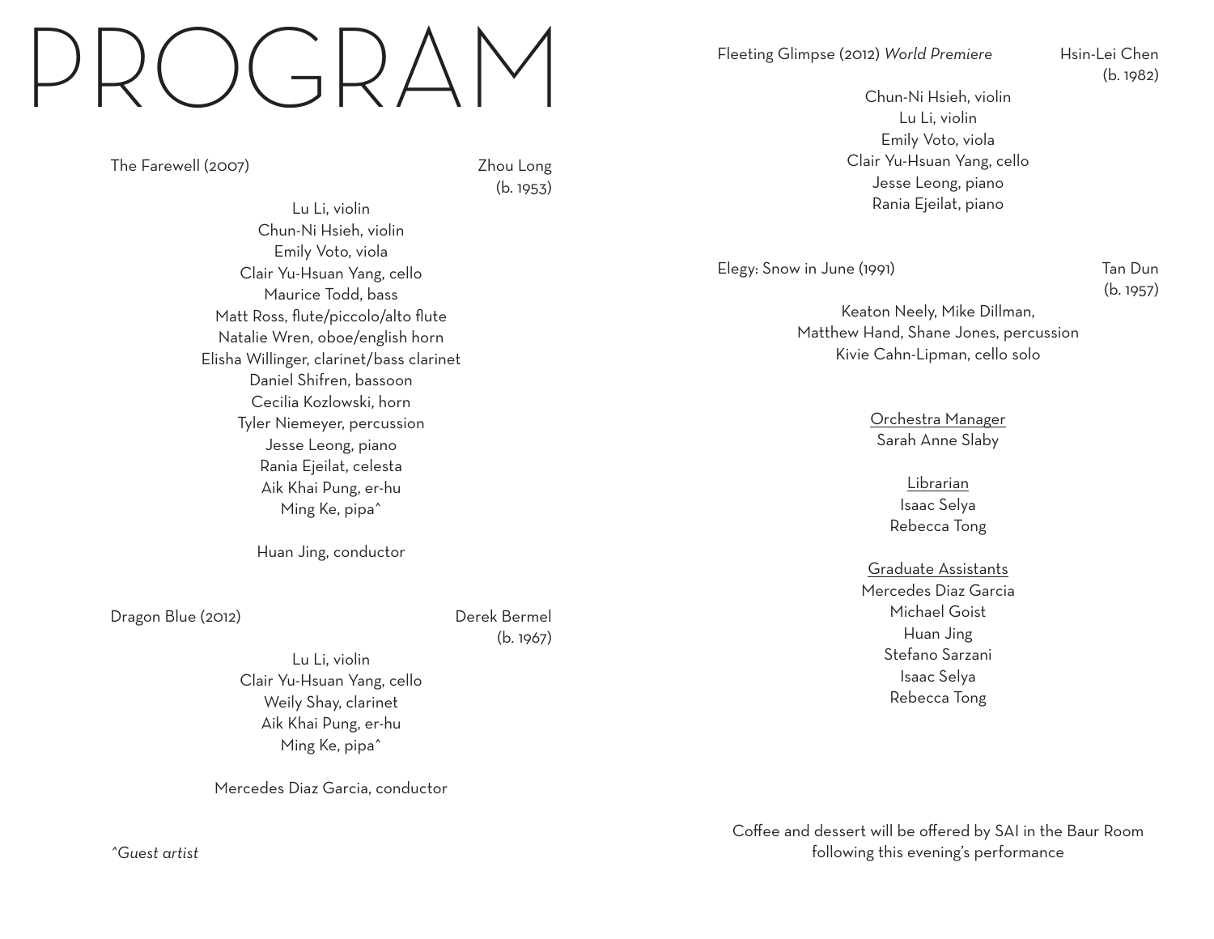# PROGRAM

The Farewell (2007) — Zhou Long (b. 1953)

Lu Li, violin
Chun-Ni Hsieh, violin
Emily Voto, viola
Clair Yu-Hsuan Yang, cello
Maurice Todd, bass
Matt Ross, flute/piccolo/alto flute
Natalie Wren, oboe/english horn
Elisha Willinger, clarinet/bass clarinet
Daniel Shifren, bassoon
Cecilia Kozlowski, horn
Tyler Niemeyer, percussion
Jesse Leong, piano
Rania Ejeilat, celesta
Aik Khai Pung, er-hu
Ming Ke, pipa^

Huan Jing, conductor

Dragon Blue (2012) — Derek Bermel (b. 1967)

Lu Li, violin
Clair Yu-Hsuan Yang, cello
Weily Shay, clarinet
Aik Khai Pung, er-hu
Ming Ke, pipa^

Mercedes Diaz Garcia, conductor

*^Guest artist*

Fleeting Glimpse (2012) *World Premiere* — Hsin-Lei Chen (b. 1982)

Chun-Ni Hsieh, violin
Lu Li, violin
Emily Voto, viola
Clair Yu-Hsuan Yang, cello
Jesse Leong, piano
Rania Ejeilat, piano

Elegy: Snow in June (1991) — Tan Dun (b. 1957)

Keaton Neely, Mike Dillman,
Matthew Hand, Shane Jones, percussion
Kivie Cahn-Lipman, cello solo

Orchestra Manager
Sarah Anne Slaby

Librarian
Isaac Selya
Rebecca Tong

Graduate Assistants
Mercedes Diaz Garcia
Michael Goist
Huan Jing
Stefano Sarzani
Isaac Selya
Rebecca Tong

Coffee and dessert will be offered by SAI in the Baur Room following this evening's performance